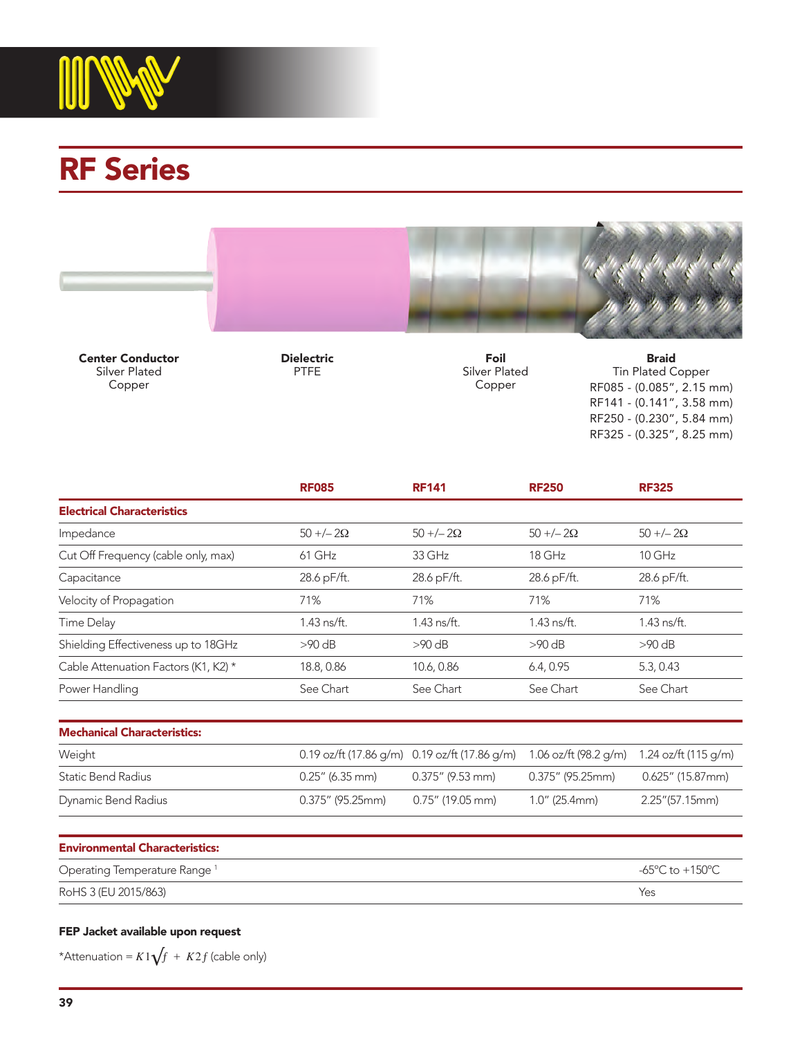# RF Series

**Center Conductor**
Silver Plated Copper

**Dielectric**
PTFE

**Foil**
Silver Plated Copper

**Braid**
Tin Plated Copper
RF085 - (0.085", 2.15 mm)
RF141 - (0.141", 3.58 mm)
RF250 - (0.230", 5.84 mm)
RF325 - (0.325", 8.25 mm)

| | RF085 | RF141 | RF250 | RF325 |
|---|---|---|---|---|
| **Electrical Characteristics** | | | | |
| Impedance | 50 +/– 2Ω | 50 +/– 2Ω | 50 +/– 2Ω | 50 +/– 2Ω |
| Cut Off Frequency (cable only, max) | 61 GHz | 33 GHz | 18 GHz | 10 GHz |
| Capacitance | 28.6 pF/ft. | 28.6 pF/ft. | 28.6 pF/ft. | 28.6 pF/ft. |
| Velocity of Propagation | 71% | 71% | 71% | 71% |
| Time Delay | 1.43 ns/ft. | 1.43 ns/ft. | 1.43 ns/ft. | 1.43 ns/ft. |
| Shielding Effectiveness up to 18GHz | >90 dB | >90 dB | >90 dB | >90 dB |
| Cable Attenuation Factors (K1, K2) * | 18.8, 0.86 | 10.6, 0.86 | 6.4, 0.95 | 5.3, 0.43 |
| Power Handling | See Chart | See Chart | See Chart | See Chart |

| **Mechanical Characteristics:** | | | | |
|---|---|---|---|---|
| Weight | 0.19 oz/ft (17.86 g/m) | 0.19 oz/ft (17.86 g/m) | 1.06 oz/ft (98.2 g/m) | 1.24 oz/ft (115 g/m) |
| Static Bend Radius | 0.25" (6.35 mm) | 0.375" (9.53 mm) | 0.375" (95.25mm) | 0.625" (15.87mm) |
| Dynamic Bend Radius | 0.375" (95.25mm) | 0.75" (19.05 mm) | 1.0" (25.4mm) | 2.25"(57.15mm) |

| **Environmental Characteristics:** | |
|---|---|
| Operating Temperature Range [1] | -65ºC to +150ºC |
| RoHS 3 (EU 2015/863) | Yes |

**FEP Jacket available upon request**

*Attenuation = $K1\sqrt{f} + K2f$ (cable only)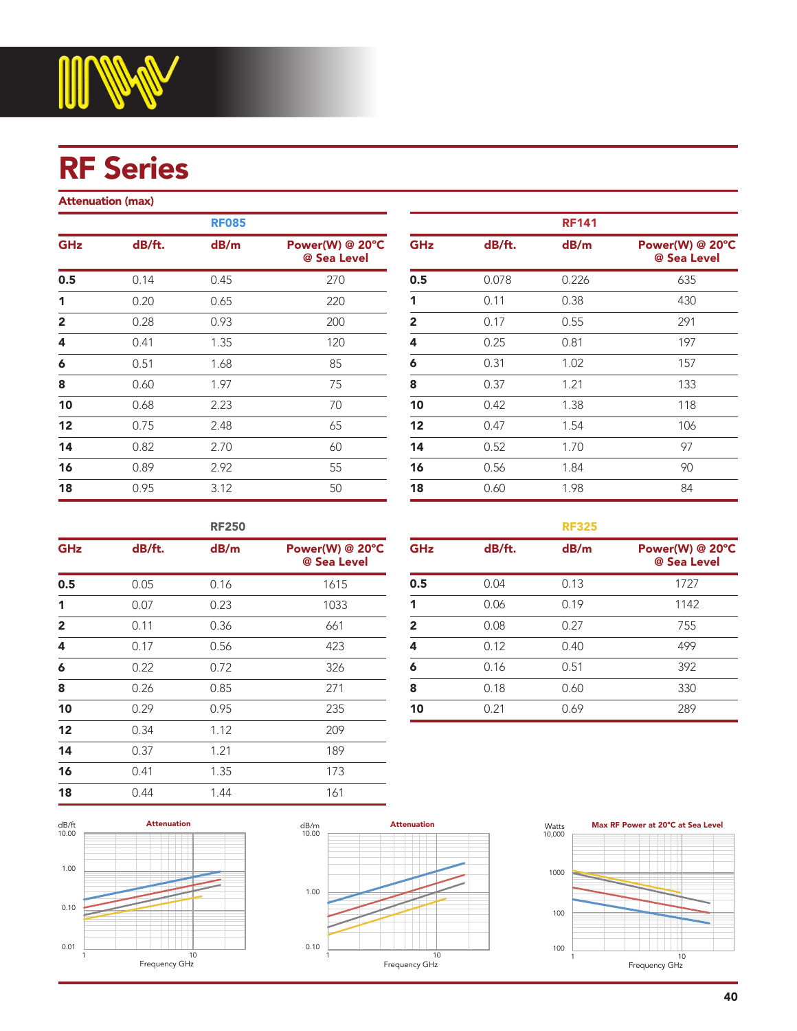# RF Series

**Attenuation (max)**

**RF085**

| GHz | dB/ft. | dB/m | Power(W) @ 20°C @ Sea Level |
|---|---|---|---|
| **0.5** | 0.14 | 0.45 | 270 |
| **1** | 0.20 | 0.65 | 220 |
| **2** | 0.28 | 0.93 | 200 |
| **4** | 0.41 | 1.35 | 120 |
| **6** | 0.51 | 1.68 | 85 |
| **8** | 0.60 | 1.97 | 75 |
| **10** | 0.68 | 2.23 | 70 |
| **12** | 0.75 | 2.48 | 65 |
| **14** | 0.82 | 2.70 | 60 |
| **16** | 0.89 | 2.92 | 55 |
| **18** | 0.95 | 3.12 | 50 |

**RF141**

| GHz | dB/ft. | dB/m | Power(W) @ 20°C @ Sea Level |
|---|---|---|---|
| **0.5** | 0.078 | 0.226 | 635 |
| **1** | 0.11 | 0.38 | 430 |
| **2** | 0.17 | 0.55 | 291 |
| **4** | 0.25 | 0.81 | 197 |
| **6** | 0.31 | 1.02 | 157 |
| **8** | 0.37 | 1.21 | 133 |
| **10** | 0.42 | 1.38 | 118 |
| **12** | 0.47 | 1.54 | 106 |
| **14** | 0.52 | 1.70 | 97 |
| **16** | 0.56 | 1.84 | 90 |
| **18** | 0.60 | 1.98 | 84 |

**RF250**

| GHz | dB/ft. | dB/m | Power(W) @ 20°C @ Sea Level |
|---|---|---|---|
| **0.5** | 0.05 | 0.16 | 1615 |
| **1** | 0.07 | 0.23 | 1033 |
| **2** | 0.11 | 0.36 | 661 |
| **4** | 0.17 | 0.56 | 423 |
| **6** | 0.22 | 0.72 | 326 |
| **8** | 0.26 | 0.85 | 271 |
| **10** | 0.29 | 0.95 | 235 |
| **12** | 0.34 | 1.12 | 209 |
| **14** | 0.37 | 1.21 | 189 |
| **16** | 0.41 | 1.35 | 173 |
| **18** | 0.44 | 1.44 | 161 |

**RF325**

| GHz | dB/ft. | dB/m | Power(W) @ 20°C @ Sea Level |
|---|---|---|---|
| **0.5** | 0.04 | 0.13 | 1727 |
| **1** | 0.06 | 0.19 | 1142 |
| **2** | 0.08 | 0.27 | 755 |
| **4** | 0.12 | 0.40 | 499 |
| **6** | 0.16 | 0.51 | 392 |
| **8** | 0.18 | 0.60 | 330 |
| **10** | 0.21 | 0.69 | 289 |

Attenuation
dB/ft
10.00
1.00
0.10
0.01
1
10
Frequency GHz

Attenuation
dB/m
10.00
1.00
0.10
1
10
Frequency GHz

Max RF Power at 20°C at Sea Level
Watts
10,000
1000
100
100
1
10
Frequency GHz